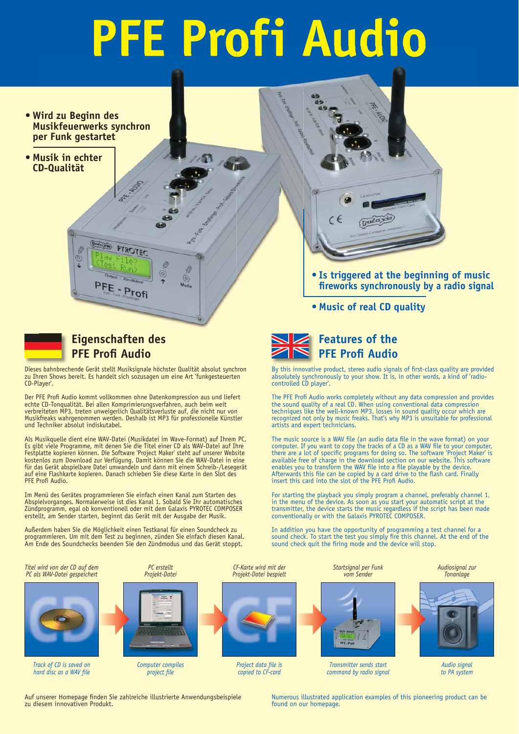# PFE Profi Audio

- **Wird zu Beginn des Musikfeuerwerks synchron per Funk gestartet**
- **Musik in echter CD-Qualität**

- **Is triggered at the beginning of music fireworks synchronously by a radio signal**
- **Music of real CD quality**

## Eigenschaften des PFE Profi Audio

Dieses bahnbrechende Gerät stellt Musiksignale höchster Qualität absolut synchron zu Ihren Shows bereit. Es handelt sich sozusagen um eine Art 'funkgesteuerten CD-Player'.

Der PFE Profi Audio kommt vollkommen ohne Datenkompression aus und liefert echte CD-Tonqualität. Bei allen Komprimierungsverfahren, auch beim weit verbreiteten MP3, treten unweigerlich Qualitätsverluste auf, die nicht nur von Musikfreaks wahrgenommen werden. Deshalb ist MP3 für professionelle Künstler und Techniker absolut indiskutabel.

Als Musikquelle dient eine WAV-Datei (Musikdatei im Wave-Format) auf Ihrem PC. Es gibt viele Programme, mit denen Sie die Titel einer CD als WAV-Datei auf Ihre Festplatte kopieren können. Die Software 'Project Maker' steht auf unserer Website kostenlos zum Download zur Verfügung. Damit können Sie die WAV-Datei in eine für das Gerät abspielbare Datei umwandeln und dann mit einem Schreib-/Lesegerät auf eine Flashkarte kopieren. Danach schieben Sie diese Karte in den Slot des PFE Profi Audio.

Im Menü des Gerätes programmieren Sie einfach einen Kanal zum Starten des Abspielvorganges. Normalerweise ist dies Kanal 1. Sobald Sie Ihr automatisches Zündprogramm, egal ob konventionell oder mit dem Galaxis PYROTEC COMPOSER erstellt, am Sender starten, beginnt das Gerät mit der Ausgabe der Musik.

Außerdem haben Sie die Möglichkeit einen Testkanal für einen Soundcheck zu programmieren. Um mit dem Test zu beginnen, zünden Sie einfach diesen Kanal. Am Ende des Soundchecks beenden Sie den Zündmodus und das Gerät stoppt.

## Features of the PFE Profi Audio

By this innovative product, stereo audio signals of first-class quality are provided absolutely synchronously to your show. It is, in other words, a kind of 'radio-controlled CD player'.

The PFE Profi Audio works completely without any data compression and provides the sound quality of a real CD. When using conventional data compression techniques like the well-known MP3, losses in sound quality occur which are recognized not only by music freaks. That's why MP3 is unsuitable for professional artists and expert technicians.

The music source is a WAV file (an audio data file in the wave format) on your computer. If you want to copy the tracks of a CD as a WAV file to your computer, there are a lot of specific programs for doing so. The software 'Project Maker' is available free of charge in the download section on our website. This software enables you to transform the WAV file into a file playable by the device. Afterwards this file can be copied by a card drive to the flash card. Finally insert this card into the slot of the PFE Profi Audio.

For starting the playback you simply program a channel, preferably channel 1, in the menu of the device. As soon as you start your automatic script at the transmitter, the device starts the music regardless if the script has been made conventionally or with the Galaxis PYROTEC COMPOSER.

In addition you have the opportunity of programming a test channel for a sound check. To start the test you simply fire this channel. At the end of the sound check quit the firing mode and the device will stop.

*Titel wird von der CD auf dem PC als WAV-Datei gespeichert* → *PC erstellt Projekt-Datei* → *CF-Karte wird mit der Projekt-Datei bespielt* → *Startsignal per Funk vom Sender* → *Audiosignal zur Tonanlage*

*Track of CD is saved on hard disc as a WAV file* → *Computer compiles project file* → *Project data file is copied to CF-card* → *Transmitter sends start command by radio signal* → *Audio signal to PA system*

Auf unserer Homepage finden Sie zahlreiche illustrierte Anwendungsbeispiele zu diesem innovativen Produkt.

Numerous illustrated application examples of this pioneering product can be found on our homepage.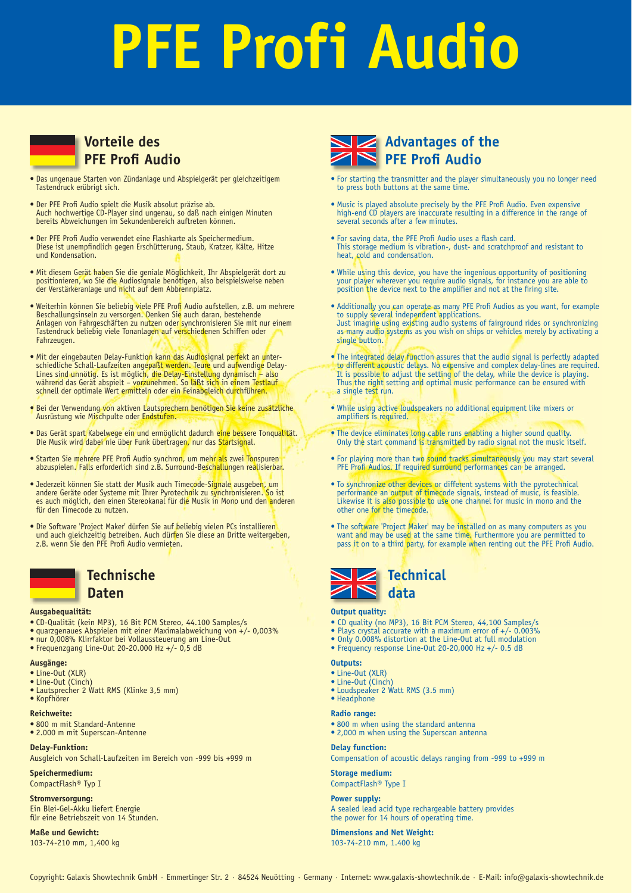# PFE Profi Audio

## Vorteile des PFE Profi Audio

- Das ungenaue Starten von Zündanlage und Abspielgerät per gleichzeitigem Tastendruck erübrigt sich.
- Der PFE Profi Audio spielt die Musik absolut präzise ab. Auch hochwertige CD-Player sind ungenau, so daß nach einigen Minuten bereits Abweichungen im Sekundenbereich auftreten können.
- Der PFE Profi Audio verwendet eine Flashkarte als Speichermedium. Diese ist unempfindlich gegen Erschütterung, Staub, Kratzer, Kälte, Hitze und Kondensation.
- Mit diesem Gerät haben Sie die geniale Möglichkeit, Ihr Abspielgerät dort zu positionieren, wo Sie die Audiosignale benötigen, also beispielsweise neben der Verstärkeranlage und nicht auf dem Abbrennplatz.
- Weiterhin können Sie beliebig viele PFE Profi Audio aufstellen, z.B. um mehrere Beschallungsinseln zu versorgen. Denken Sie auch daran, bestehende Anlagen von Fahrgeschäften zu nutzen oder synchronisieren Sie mit nur einem Tastendruck beliebig viele Tonanlagen auf verschiedenen Schiffen oder Fahrzeugen.
- Mit der eingebauten Delay-Funktion kann das Audiosignal perfekt an unterschiedliche Schall-Laufzeiten angepaßt werden. Teure und aufwendige Delay-Lines sind unnötig. Es ist möglich, die Delay-Einstellung dynamisch – also während das Gerät abspielt – vorzunehmen. So läßt sich in einem Testlauf schnell der optimale Wert ermitteln oder ein Feinabgleich durchführen.
- Bei der Verwendung von aktiven Lautsprechern benötigen Sie keine zusätzliche Ausrüstung wie Mischpulte oder Endstufen.
- Das Gerät spart Kabelwege ein und ermöglicht dadurch eine bessere Tonqualität. Die Musik wird dabei nie über Funk übertragen, nur das Startsignal.
- Starten Sie mehrere PFE Profi Audio synchron, um mehr als zwei Tonspuren abzuspielen. Falls erforderlich sind z.B. Surround-Beschallungen realisierbar.
- Jederzeit können Sie statt der Musik auch Timecode-Signale ausgeben, um andere Geräte oder Systeme mit Ihrer Pyrotechnik zu synchronisieren. So ist es auch möglich, den einen Stereokanal für die Musik in Mono und den anderen für den Timecode zu nutzen.
- Die Software 'Project Maker' dürfen Sie auf beliebig vielen PCs installieren und auch gleichzeitig betreiben. Auch dürfen Sie diese an Dritte weitergeben, z.B. wenn Sie den PFE Profi Audio vermieten.

## Technische Daten

**Ausgabequalität:**
- CD-Qualität (kein MP3), 16 Bit PCM Stereo, 44.100 Samples/s
- quarzgenaues Abspielen mit einer Maximalabweichung von +/- 0,003%
- nur 0,008% Klirrfaktor bei Vollaussteuerung am Line-Out
- Frequenzgang Line-Out 20-20.000 Hz +/- 0,5 dB

**Ausgänge:**
- Line-Out (XLR)
- Line-Out (Cinch)
- Lautsprecher 2 Watt RMS (Klinke 3,5 mm)
- Kopfhörer

**Reichweite:**
- 800 m mit Standard-Antenne
- 2.000 m mit Superscan-Antenne

**Delay-Funktion:**
Ausgleich von Schall-Laufzeiten im Bereich von -999 bis +999 m

**Speichermedium:**
CompactFlash® Typ I

**Stromversorgung:**
Ein Blei-Gel-Akku liefert Energie für eine Betriebszeit von 14 Stunden.

**Maße und Gewicht:**
103-74-210 mm, 1,400 kg

## Advantages of the PFE Profi Audio

- For starting the transmitter and the player simultaneously you no longer need to press both buttons at the same time.
- Music is played absolute precisely by the PFE Profi Audio. Even expensive high-end CD players are inaccurate resulting in a difference in the range of several seconds after a few minutes.
- For saving data, the PFE Profi Audio uses a flash card. This storage medium is vibration-, dust- and scratchproof and resistant to heat, cold and condensation.
- While using this device, you have the ingenious opportunity of positioning your player wherever you require audio signals, for instance you are able to position the device next to the amplifier and not at the firing site.
- Additionally you can operate as many PFE Profi Audios as you want, for example to supply several independent applications. Just imagine using existing audio systems of fairground rides or synchronizing as many audio systems as you wish on ships or vehicles merely by activating a single button.
- The integrated delay function assures that the audio signal is perfectly adapted to different acoustic delays. No expensive and complex delay-lines are required. It is possible to adjust the setting of the delay, while the device is playing. Thus the right setting and optimal music performance can be ensured with a single test run.
- While using active loudspeakers no additional equipment like mixers or amplifiers is required.
- The device eliminates long cable runs enabling a higher sound quality. Only the start command is transmitted by radio signal not the music itself.
- For playing more than two sound tracks simultaneously you may start several PFE Profi Audios. If required surround performances can be arranged.
- To synchronize other devices or different systems with the pyrotechnical performance an output of timecode signals, instead of music, is feasible. Likewise it is also possible to use one channel for music in mono and the other one for the timecode.
- The software 'Project Maker' may be installed on as many computers as you want and may be used at the same time. Furthermore you are permitted to pass it on to a third party, for example when renting out the PFE Profi Audio.

## Technical data

**Output quality:**
- CD quality (no MP3), 16 Bit PCM Stereo, 44,100 Samples/s
- Plays crystal accurate with a maximum error of +/- 0.003%
- Only 0.008% distortion at the Line-Out at full modulation
- Frequency response Line-Out 20-20,000 Hz +/- 0.5 dB

**Outputs:**
- Line-Out (XLR)
- Line-Out (Cinch)
- Loudspeaker 2 Watt RMS (3.5 mm)
- Headphone

**Radio range:**
- 800 m when using the standard antenna
- 2,000 m when using the Superscan antenna

**Delay function:**
Compensation of acoustic delays ranging from -999 to +999 m

**Storage medium:**
CompactFlash® Type I

**Power supply:**
A sealed lead acid type rechargeable battery provides the power for 14 hours of operating time.

**Dimensions and Net Weight:**
103-74-210 mm, 1.400 kg

Copyright: Galaxis Showtechnik GmbH · Emmertinger Str. 2 · 84524 Neuötting · Germany · Internet: www.galaxis-showtechnik.de · E-Mail: info@galaxis-showtechnik.de